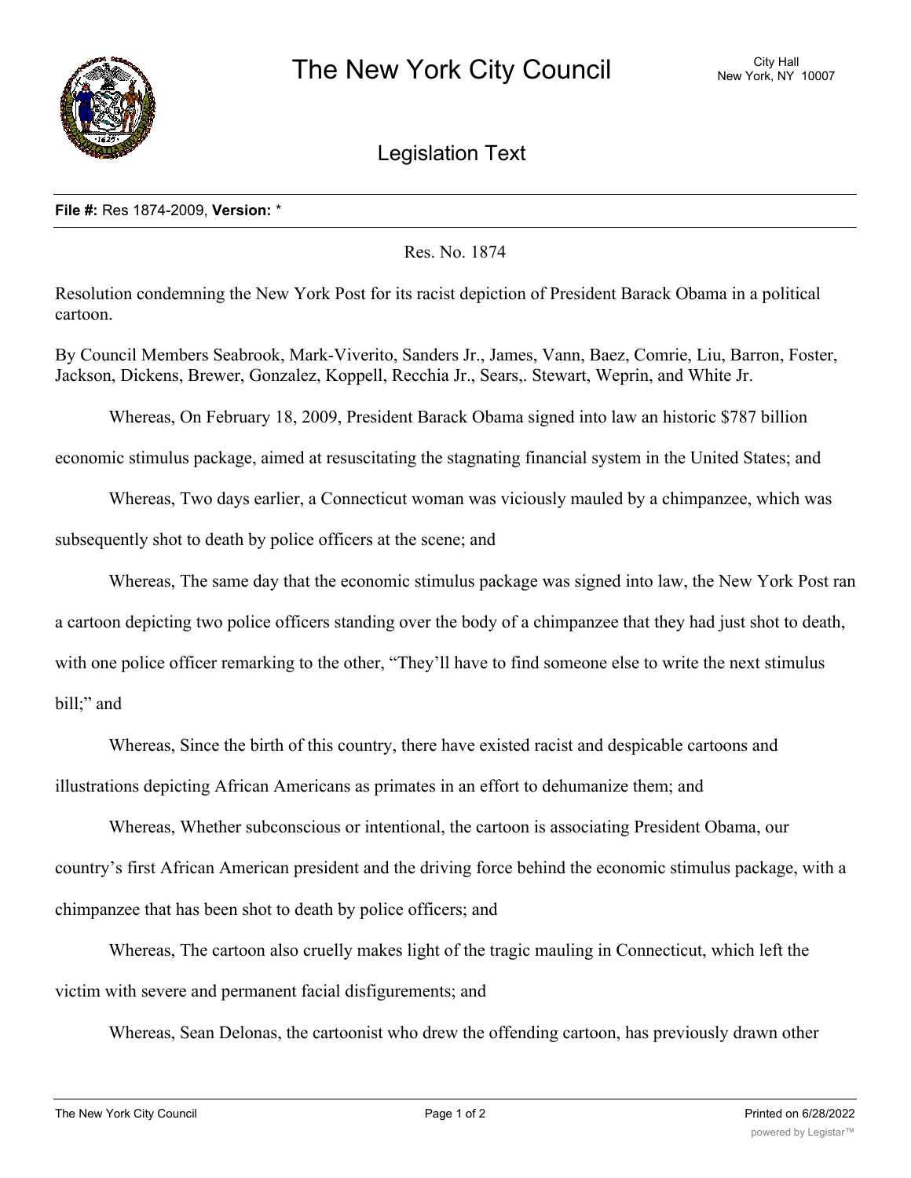# The New York City Council

City Hall
New York, NY 10007

## Legislation Text

**File #:** Res 1874-2009, **Version:** *

Res. No. 1874

Resolution condemning the New York Post for its racist depiction of President Barack Obama in a political cartoon.

By Council Members Seabrook, Mark-Viverito, Sanders Jr., James, Vann, Baez, Comrie, Liu, Barron, Foster, Jackson, Dickens, Brewer, Gonzalez, Koppell, Recchia Jr., Sears,. Stewart, Weprin, and White Jr.

Whereas, On February 18, 2009, President Barack Obama signed into law an historic $787 billion economic stimulus package, aimed at resuscitating the stagnating financial system in the United States; and

Whereas, Two days earlier, a Connecticut woman was viciously mauled by a chimpanzee, which was subsequently shot to death by police officers at the scene; and

Whereas, The same day that the economic stimulus package was signed into law, the New York Post ran a cartoon depicting two police officers standing over the body of a chimpanzee that they had just shot to death, with one police officer remarking to the other, "They'll have to find someone else to write the next stimulus bill;" and

Whereas, Since the birth of this country, there have existed racist and despicable cartoons and illustrations depicting African Americans as primates in an effort to dehumanize them; and

Whereas, Whether subconscious or intentional, the cartoon is associating President Obama, our country's first African American president and the driving force behind the economic stimulus package, with a chimpanzee that has been shot to death by police officers; and

Whereas, The cartoon also cruelly makes light of the tragic mauling in Connecticut, which left the victim with severe and permanent facial disfigurements; and

Whereas, Sean Delonas, the cartoonist who drew the offending cartoon, has previously drawn other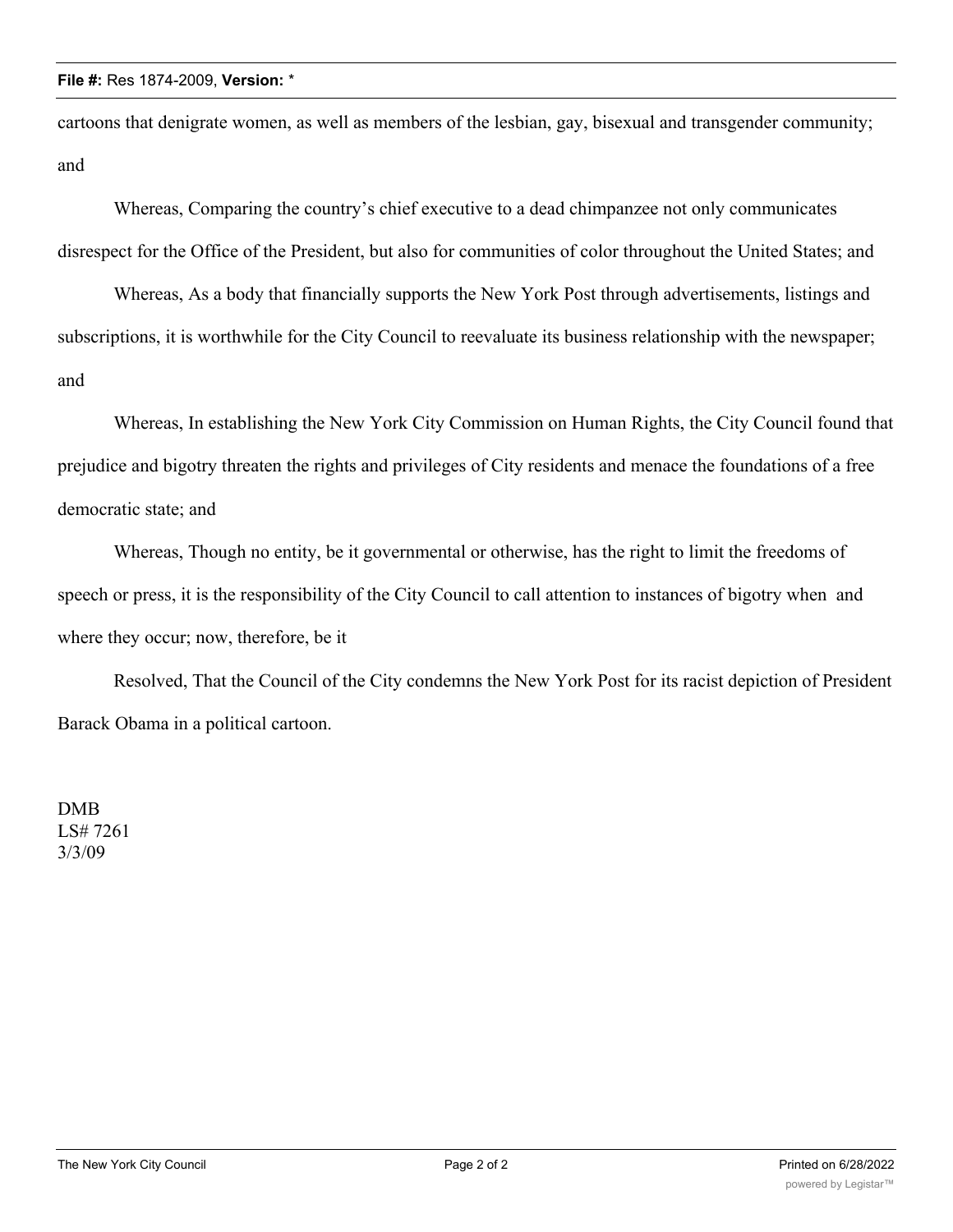cartoons that denigrate women, as well as members of the lesbian, gay, bisexual and transgender community; and

Whereas, Comparing the country's chief executive to a dead chimpanzee not only communicates disrespect for the Office of the President, but also for communities of color throughout the United States; and

Whereas, As a body that financially supports the New York Post through advertisements, listings and subscriptions, it is worthwhile for the City Council to reevaluate its business relationship with the newspaper; and

Whereas, In establishing the New York City Commission on Human Rights, the City Council found that prejudice and bigotry threaten the rights and privileges of City residents and menace the foundations of a free democratic state; and

Whereas, Though no entity, be it governmental or otherwise, has the right to limit the freedoms of speech or press, it is the responsibility of the City Council to call attention to instances of bigotry when and where they occur; now, therefore, be it

Resolved, That the Council of the City condemns the New York Post for its racist depiction of President Barack Obama in a political cartoon.

DMB
LS# 7261
3/3/09